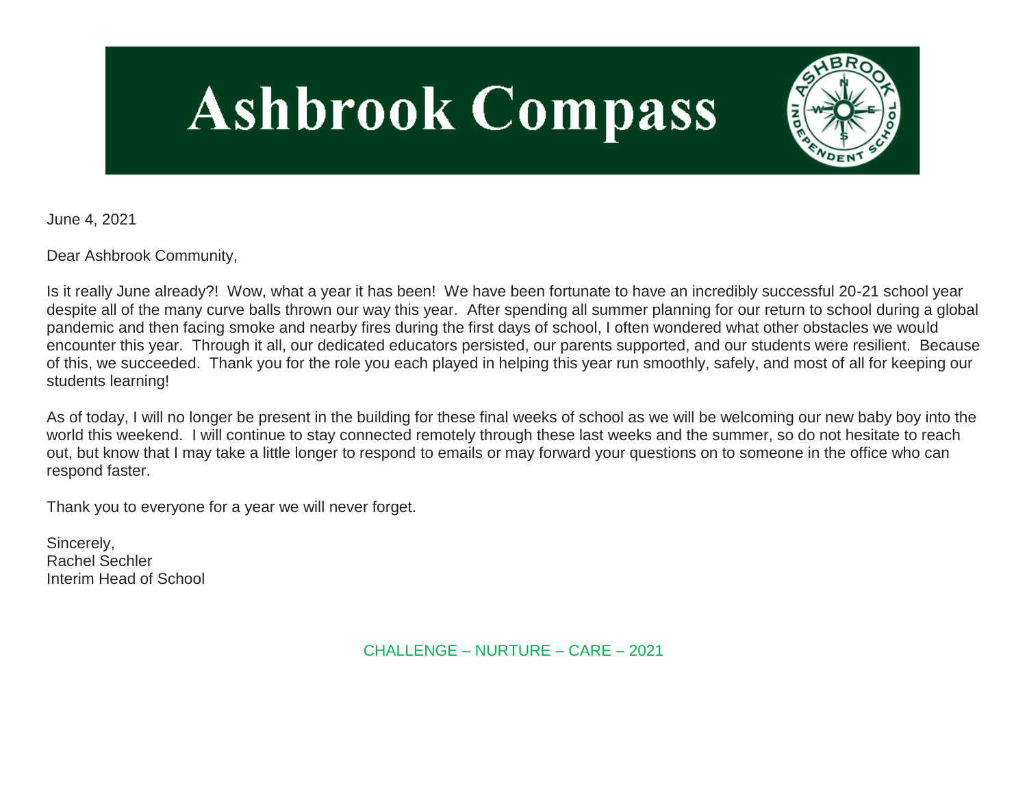# Ashbrook Compass

June 4, 2021

Dear Ashbrook Community,

Is it really June already?! Wow, what a year it has been! We have been fortunate to have an incredibly successful 20-21 school year despite all of the many curve balls thrown our way this year. After spending all summer planning for our return to school during a global pandemic and then facing smoke and nearby fires during the first days of school, I often wondered what other obstacles we would encounter this year. Through it all, our dedicated educators persisted, our parents supported, and our students were resilient. Because of this, we succeeded. Thank you for the role you each played in helping this year run smoothly, safely, and most of all for keeping our students learning!

As of today, I will no longer be present in the building for these final weeks of school as we will be welcoming our new baby boy into the world this weekend. I will continue to stay connected remotely through these last weeks and the summer, so do not hesitate to reach out, but know that I may take a little longer to respond to emails or may forward your questions on to someone in the office who can respond faster.

Thank you to everyone for a year we will never forget.

Sincerely,
Rachel Sechler
Interim Head of School

CHALLENGE – NURTURE – CARE – 2021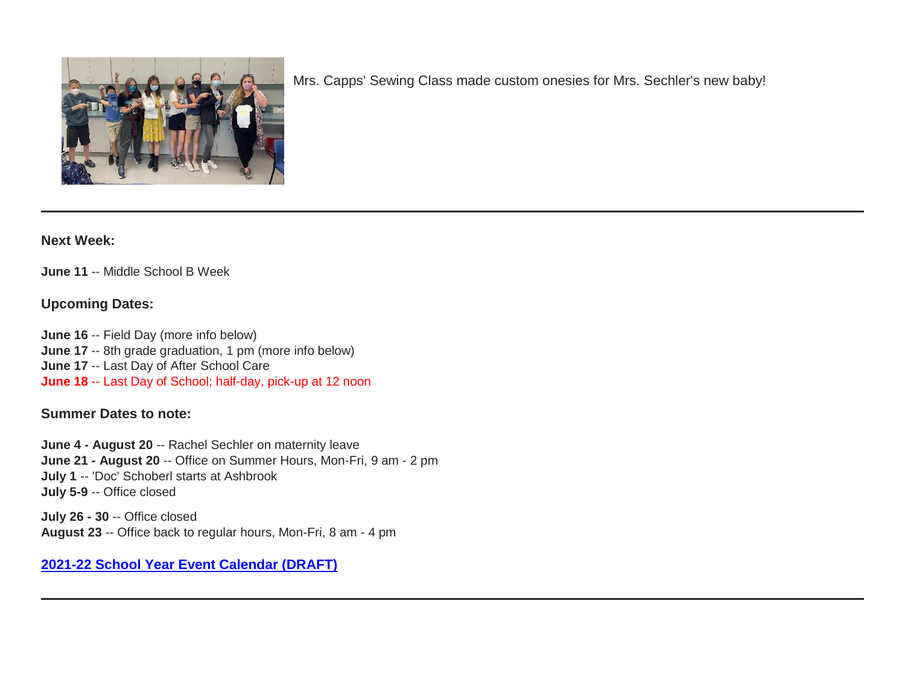Mrs. Capps' Sewing Class made custom onesies for Mrs. Sechler's new baby!

---

**Next Week:**

**June 11** -- Middle School B Week

**Upcoming Dates:**

**June 16** -- Field Day (more info below)
**June 17** -- 8th grade graduation, 1 pm (more info below)
**June 17** -- Last Day of After School Care
**June 18** -- Last Day of School; half-day, pick-up at 12 noon

**Summer Dates to note:**

**June 4 - August 20** -- Rachel Sechler on maternity leave
**June 21 - August 20** -- Office on Summer Hours, Mon-Fri, 9 am - 2 pm
**July 1** -- 'Doc' Schoberl starts at Ashbrook
**July 5-9** -- Office closed

**July 26 - 30** -- Office closed
**August 23** -- Office back to regular hours, Mon-Fri, 8 am - 4 pm

**2021-22 School Year Event Calendar (DRAFT)**

---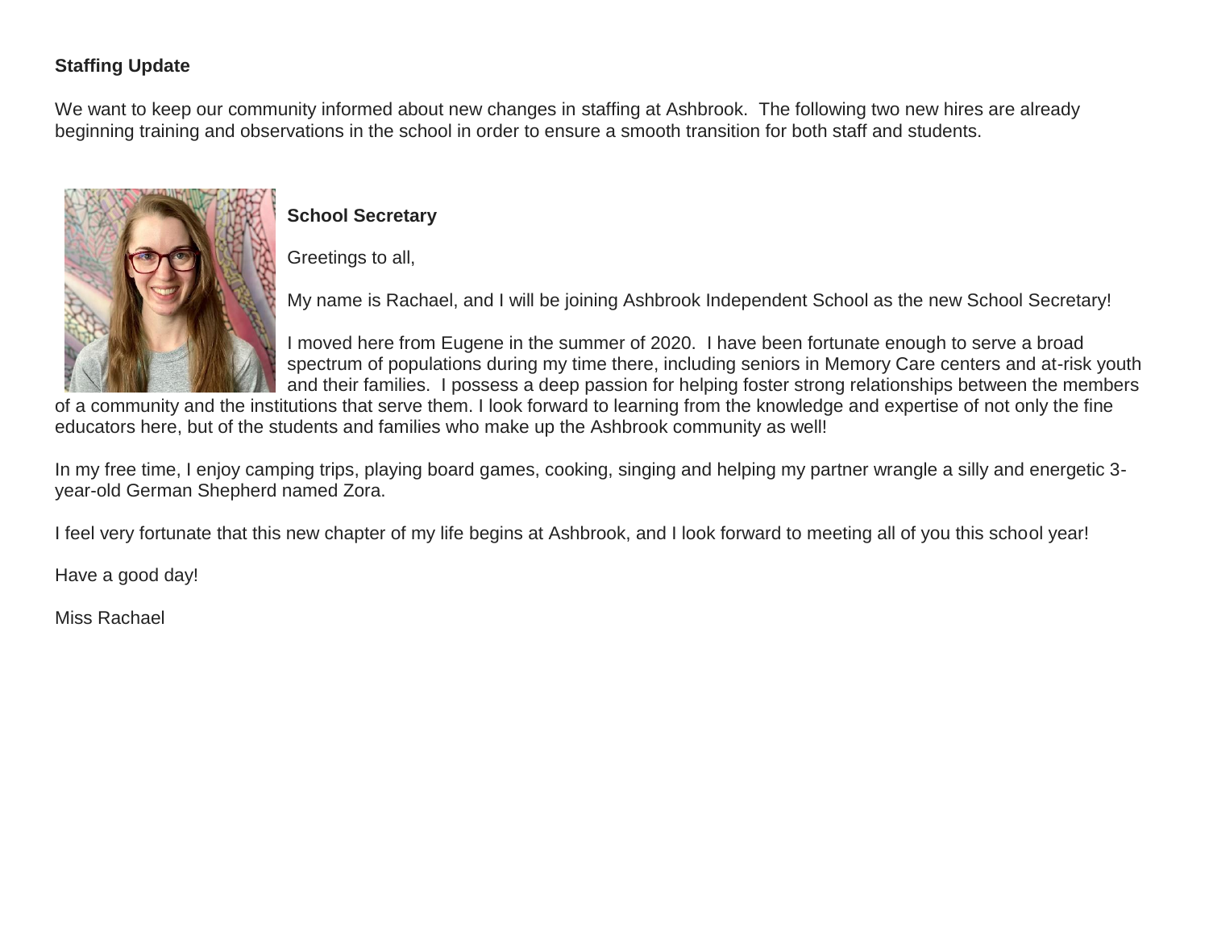**Staffing Update**

We want to keep our community informed about new changes in staffing at Ashbrook. The following two new hires are already beginning training and observations in the school in order to ensure a smooth transition for both staff and students.

**School Secretary**

Greetings to all,

My name is Rachael, and I will be joining Ashbrook Independent School as the new School Secretary!

I moved here from Eugene in the summer of 2020. I have been fortunate enough to serve a broad spectrum of populations during my time there, including seniors in Memory Care centers and at-risk youth and their families. I possess a deep passion for helping foster strong relationships between the members of a community and the institutions that serve them. I look forward to learning from the knowledge and expertise of not only the fine educators here, but of the students and families who make up the Ashbrook community as well!

In my free time, I enjoy camping trips, playing board games, cooking, singing and helping my partner wrangle a silly and energetic 3-year-old German Shepherd named Zora.

I feel very fortunate that this new chapter of my life begins at Ashbrook, and I look forward to meeting all of you this school year!

Have a good day!

Miss Rachael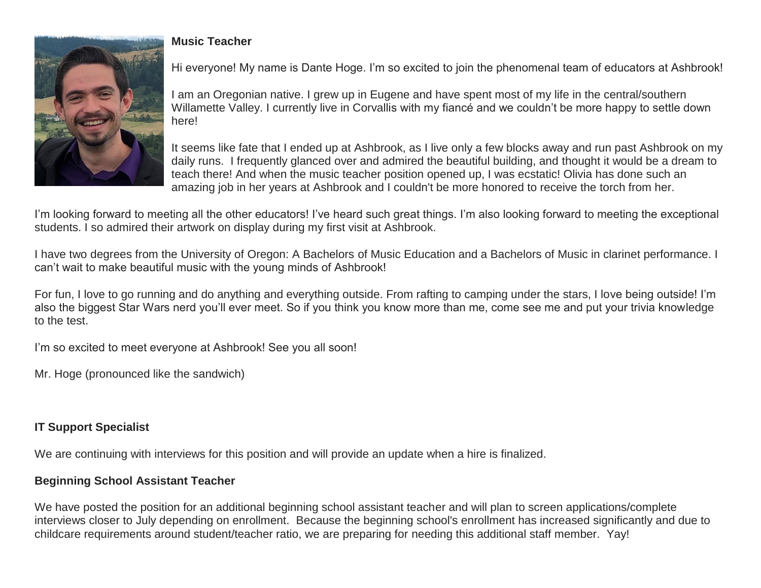**Music Teacher**

Hi everyone! My name is Dante Hoge. I'm so excited to join the phenomenal team of educators at Ashbrook!

I am an Oregonian native. I grew up in Eugene and have spent most of my life in the central/southern Willamette Valley. I currently live in Corvallis with my fiancé and we couldn't be more happy to settle down here!

It seems like fate that I ended up at Ashbrook, as I live only a few blocks away and run past Ashbrook on my daily runs. I frequently glanced over and admired the beautiful building, and thought it would be a dream to teach there! And when the music teacher position opened up, I was ecstatic! Olivia has done such an amazing job in her years at Ashbrook and I couldn't be more honored to receive the torch from her.

I'm looking forward to meeting all the other educators! I've heard such great things. I'm also looking forward to meeting the exceptional students. I so admired their artwork on display during my first visit at Ashbrook.

I have two degrees from the University of Oregon: A Bachelors of Music Education and a Bachelors of Music in clarinet performance. I can't wait to make beautiful music with the young minds of Ashbrook!

For fun, I love to go running and do anything and everything outside. From rafting to camping under the stars, I love being outside! I'm also the biggest Star Wars nerd you'll ever meet. So if you think you know more than me, come see me and put your trivia knowledge to the test.

I'm so excited to meet everyone at Ashbrook! See you all soon!

Mr. Hoge (pronounced like the sandwich)

**IT Support Specialist**

We are continuing with interviews for this position and will provide an update when a hire is finalized.

**Beginning School Assistant Teacher**

We have posted the position for an additional beginning school assistant teacher and will plan to screen applications/complete interviews closer to July depending on enrollment. Because the beginning school's enrollment has increased significantly and due to childcare requirements around student/teacher ratio, we are preparing for needing this additional staff member. Yay!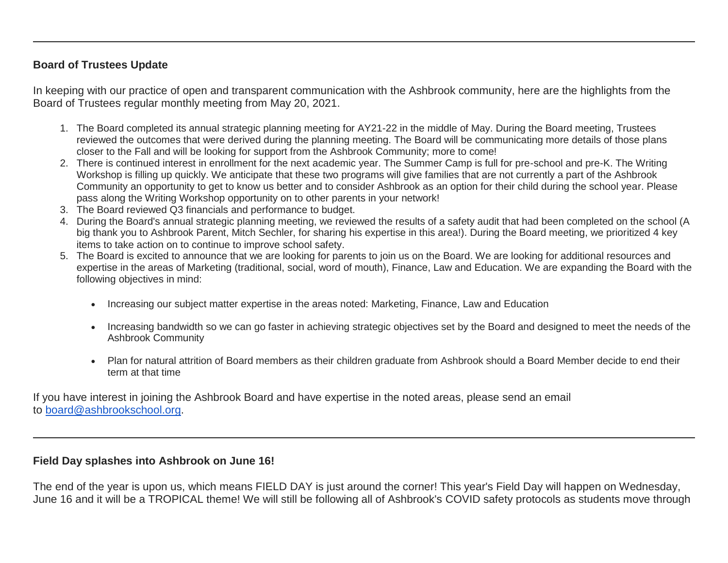---

**Board of Trustees Update**

In keeping with our practice of open and transparent communication with the Ashbrook community, here are the highlights from the Board of Trustees regular monthly meeting from May 20, 2021.

1. The Board completed its annual strategic planning meeting for AY21-22 in the middle of May. During the Board meeting, Trustees reviewed the outcomes that were derived during the planning meeting. The Board will be communicating more details of those plans closer to the Fall and will be looking for support from the Ashbrook Community; more to come!
2. There is continued interest in enrollment for the next academic year. The Summer Camp is full for pre-school and pre-K. The Writing Workshop is filling up quickly. We anticipate that these two programs will give families that are not currently a part of the Ashbrook Community an opportunity to get to know us better and to consider Ashbrook as an option for their child during the school year. Please pass along the Writing Workshop opportunity on to other parents in your network!
3. The Board reviewed Q3 financials and performance to budget.
4. During the Board's annual strategic planning meeting, we reviewed the results of a safety audit that had been completed on the school (A big thank you to Ashbrook Parent, Mitch Sechler, for sharing his expertise in this area!). During the Board meeting, we prioritized 4 key items to take action on to continue to improve school safety.
5. The Board is excited to announce that we are looking for parents to join us on the Board. We are looking for additional resources and expertise in the areas of Marketing (traditional, social, word of mouth), Finance, Law and Education. We are expanding the Board with the following objectives in mind:

    - Increasing our subject matter expertise in the areas noted: Marketing, Finance, Law and Education
    - Increasing bandwidth so we can go faster in achieving strategic objectives set by the Board and designed to meet the needs of the Ashbrook Community
    - Plan for natural attrition of Board members as their children graduate from Ashbrook should a Board Member decide to end their term at that time

If you have interest in joining the Ashbrook Board and have expertise in the noted areas, please send an email to board@ashbrookschool.org.

---

**Field Day splashes into Ashbrook on June 16!**

The end of the year is upon us, which means FIELD DAY is just around the corner! This year's Field Day will happen on Wednesday, June 16 and it will be a TROPICAL theme! We will still be following all of Ashbrook's COVID safety protocols as students move through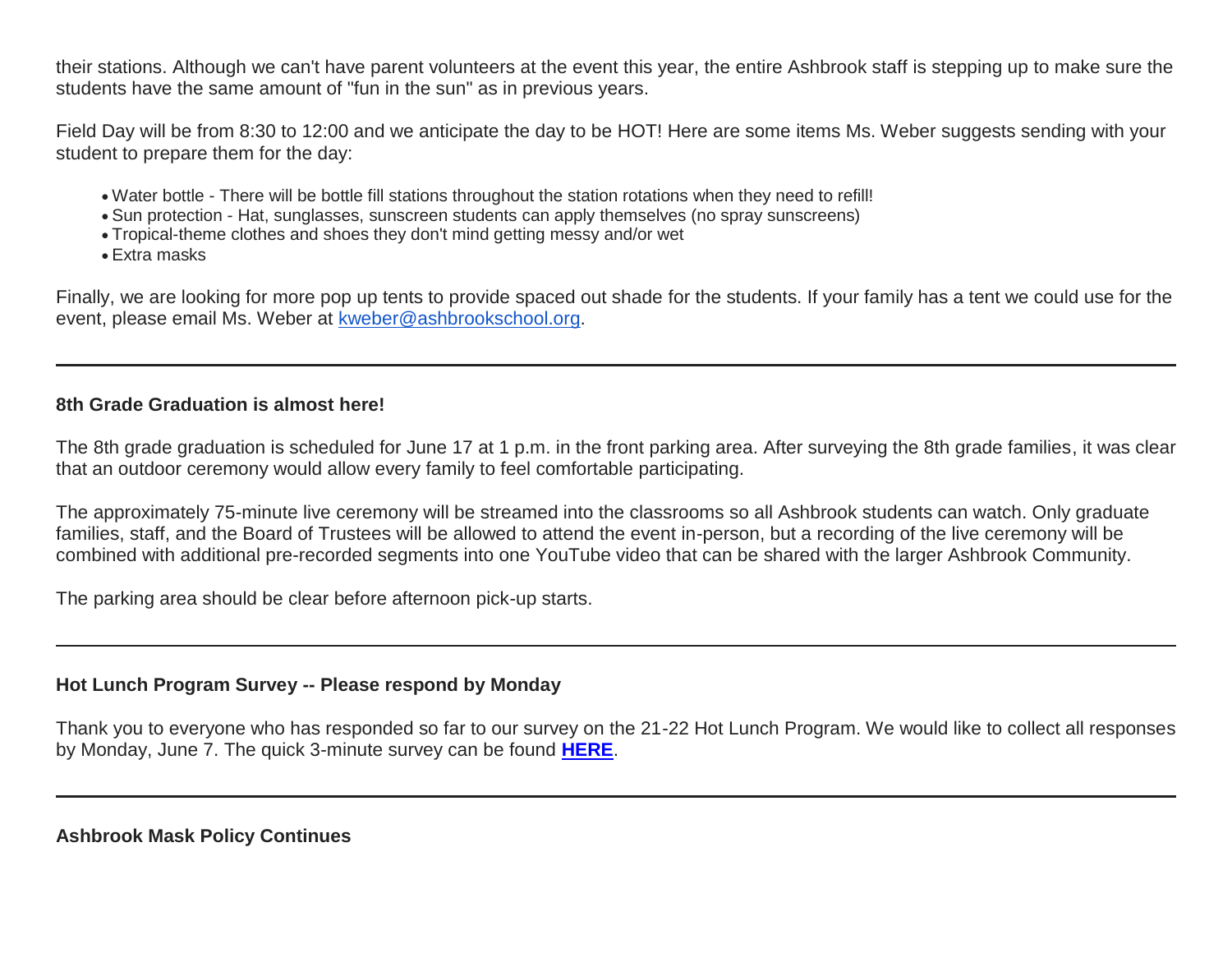their stations. Although we can't have parent volunteers at the event this year, the entire Ashbrook staff is stepping up to make sure the students have the same amount of "fun in the sun" as in previous years.

Field Day will be from 8:30 to 12:00 and we anticipate the day to be HOT! Here are some items Ms. Weber suggests sending with your student to prepare them for the day:

- Water bottle - There will be bottle fill stations throughout the station rotations when they need to refill!
- Sun protection - Hat, sunglasses, sunscreen students can apply themselves (no spray sunscreens)
- Tropical-theme clothes and shoes they don't mind getting messy and/or wet
- Extra masks

Finally, we are looking for more pop up tents to provide spaced out shade for the students. If your family has a tent we could use for the event, please email Ms. Weber at kweber@ashbrookschool.org.

---

**8th Grade Graduation is almost here!**

The 8th grade graduation is scheduled for June 17 at 1 p.m. in the front parking area. After surveying the 8th grade families, it was clear that an outdoor ceremony would allow every family to feel comfortable participating.

The approximately 75-minute live ceremony will be streamed into the classrooms so all Ashbrook students can watch. Only graduate families, staff, and the Board of Trustees will be allowed to attend the event in-person, but a recording of the live ceremony will be combined with additional pre-recorded segments into one YouTube video that can be shared with the larger Ashbrook Community.

The parking area should be clear before afternoon pick-up starts.

---

**Hot Lunch Program Survey -- Please respond by Monday**

Thank you to everyone who has responded so far to our survey on the 21-22 Hot Lunch Program. We would like to collect all responses by Monday, June 7. The quick 3-minute survey can be found **HERE**.

---

**Ashbrook Mask Policy Continues**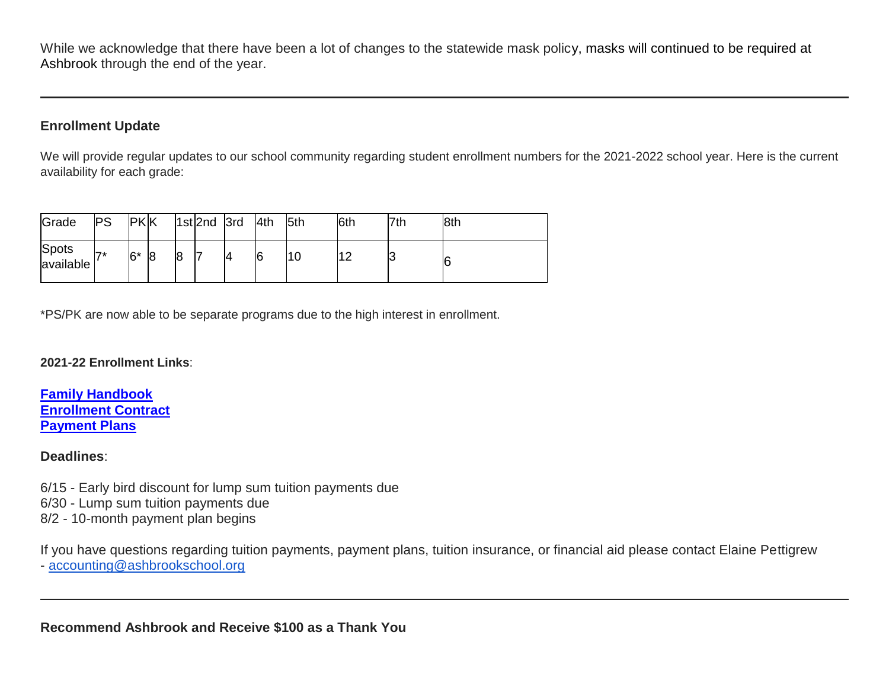While we acknowledge that there have been a lot of changes to the statewide mask policy, masks will continued to be required at Ashbrook through the end of the year.

---

### Enrollment Update

We will provide regular updates to our school community regarding student enrollment numbers for the 2021-2022 school year. Here is the current availability for each grade:

| Grade | PS | PK | K | 1st | 2nd | 3rd | 4th | 5th | 6th | 7th | 8th |
|---|---|---|---|---|---|---|---|---|---|---|---|
| Spots available | 7* | 6* | 8 | 8 | 7 | 4 | 6 | 10 | 12 | 3 | 6 |

*PS/PK are now able to be separate programs due to the high interest in enrollment.

**2021-22 Enrollment Links**:

**Family Handbook**
**Enrollment Contract**
**Payment Plans**

**Deadlines**:

6/15 - Early bird discount for lump sum tuition payments due
6/30 - Lump sum tuition payments due
8/2 - 10-month payment plan begins

If you have questions regarding tuition payments, payment plans, tuition insurance, or financial aid please contact Elaine Pettigrew - accounting@ashbrookschool.org

---

### Recommend Ashbrook and Receive $100 as a Thank You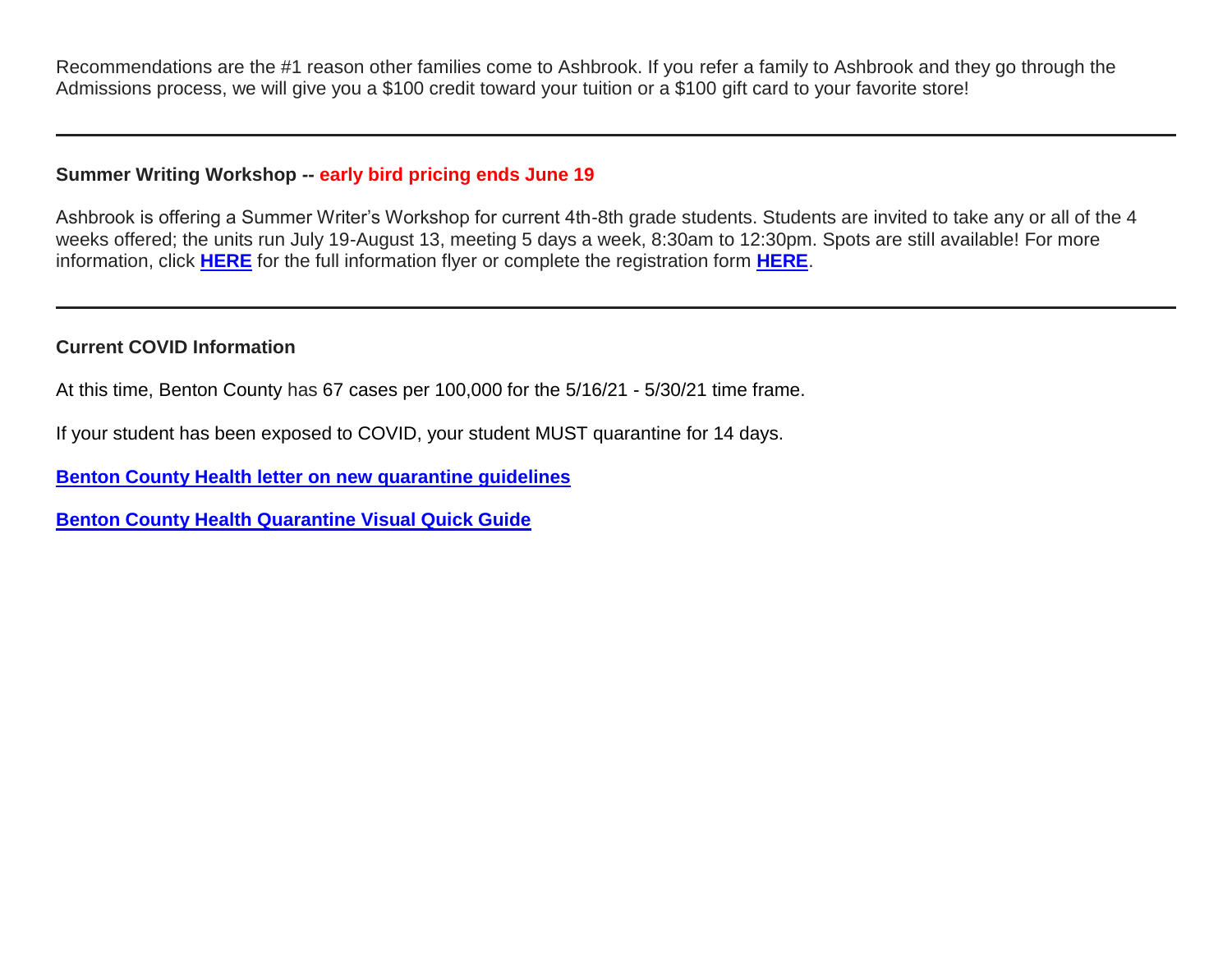Recommendations are the #1 reason other families come to Ashbrook. If you refer a family to Ashbrook and they go through the Admissions process, we will give you a $100 credit toward your tuition or a $100 gift card to your favorite store!

---

**Summer Writing Workshop -- early bird pricing ends June 19**

Ashbrook is offering a Summer Writer's Workshop for current 4th-8th grade students. Students are invited to take any or all of the 4 weeks offered; the units run July 19-August 13, meeting 5 days a week, 8:30am to 12:30pm. Spots are still available! For more information, click **HERE** for the full information flyer or complete the registration form **HERE**.

---

**Current COVID Information**

At this time, Benton County has 67 cases per 100,000 for the 5/16/21 - 5/30/21 time frame.

If your student has been exposed to COVID, your student MUST quarantine for 14 days.

**Benton County Health letter on new quarantine guidelines**

**Benton County Health Quarantine Visual Quick Guide**